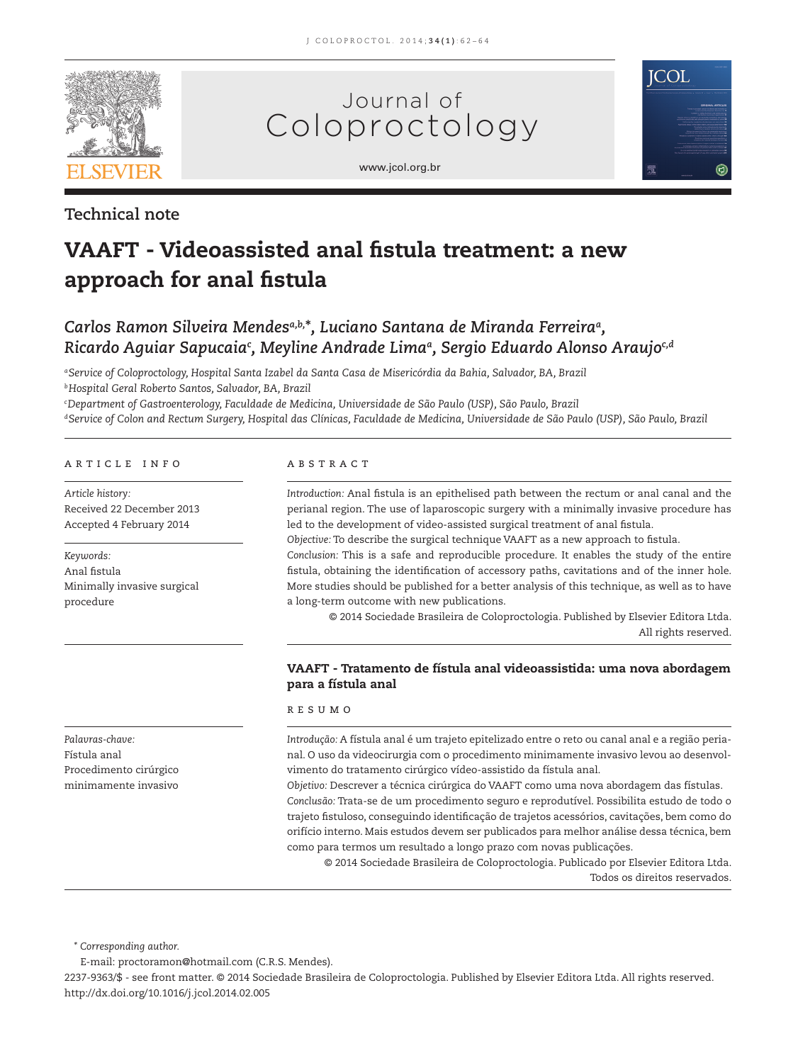Technical note

# VAAFT - Videoassisted anal fistula treatment: a new approach for anal fistula

*Carlos Ramon Silveira Mendes*[a,b,*], *Luciano Santana de Miranda Ferreira*[a], *Ricardo Aguiar Sapucaia*[c], *Meyline Andrade Lima*[a], *Sergio Eduardo Alonso Araujo*[c,d]

[a] *Service of Coloproctology, Hospital Santa Izabel da Santa Casa de Misericórdia da Bahia, Salvador, BA, Brazil*
[b] *Hospital Geral Roberto Santos, Salvador, BA, Brazil*
[c] *Department of Gastroenterology, Faculdade de Medicina, Universidade de São Paulo (USP), São Paulo, Brazil*
[d] *Service of Colon and Rectum Surgery, Hospital das Clínicas, Faculdade de Medicina, Universidade de São Paulo (USP), São Paulo, Brazil*

## ARTICLE INFO

*Article history:*
Received 22 December 2013
Accepted 4 February 2014

*Keywords:*
Anal fistula
Minimally invasive surgical procedure

## ABSTRACT

*Introduction:* Anal fistula is an epithelised path between the rectum or anal canal and the perianal region. The use of laparoscopic surgery with a minimally invasive procedure has led to the development of video-assisted surgical treatment of anal fistula.

*Objective:* To describe the surgical technique VAAFT as a new approach to fistula.

*Conclusion:* This is a safe and reproducible procedure. It enables the study of the entire fistula, obtaining the identification of accessory paths, cavitations and of the inner hole. More studies should be published for a better analysis of this technique, as well as to have a long-term outcome with new publications.

© 2014 Sociedade Brasileira de Coloproctologia. Published by Elsevier Editora Ltda. All rights reserved.

## VAAFT - Tratamento de fístula anal videoassistida: uma nova abordagem para a fístula anal

*Palavras-chave:*
Fístula anal
Procedimento cirúrgico minimamente invasivo

## RESUMO

*Introdução:* A fístula anal é um trajeto epitelizado entre o reto ou canal anal e a região perianal. O uso da videocirurgia com o procedimento minimamente invasivo levou ao desenvolvimento do tratamento cirúrgico vídeo-assistido da fístula anal.

*Objetivo:* Descrever a técnica cirúrgica do VAAFT como uma nova abordagem das fístulas.

*Conclusão:* Trata-se de um procedimento seguro e reprodutível. Possibilita estudo de todo o trajeto fistuloso, conseguindo identificação de trajetos acessórios, cavitações, bem como do orifício interno. Mais estudos devem ser publicados para melhor análise dessa técnica, bem como para termos um resultado a longo prazo com novas publicações.

© 2014 Sociedade Brasileira de Coloproctologia. Publicado por Elsevier Editora Ltda. Todos os direitos reservados.

\* *Corresponding author.*
E-mail: proctoramon@hotmail.com (C.R.S. Mendes).
2237-9363/$ - see front matter. © 2014 Sociedade Brasileira de Coloproctologia. Published by Elsevier Editora Ltda. All rights reserved.
http://dx.doi.org/10.1016/j.jcol.2014.02.005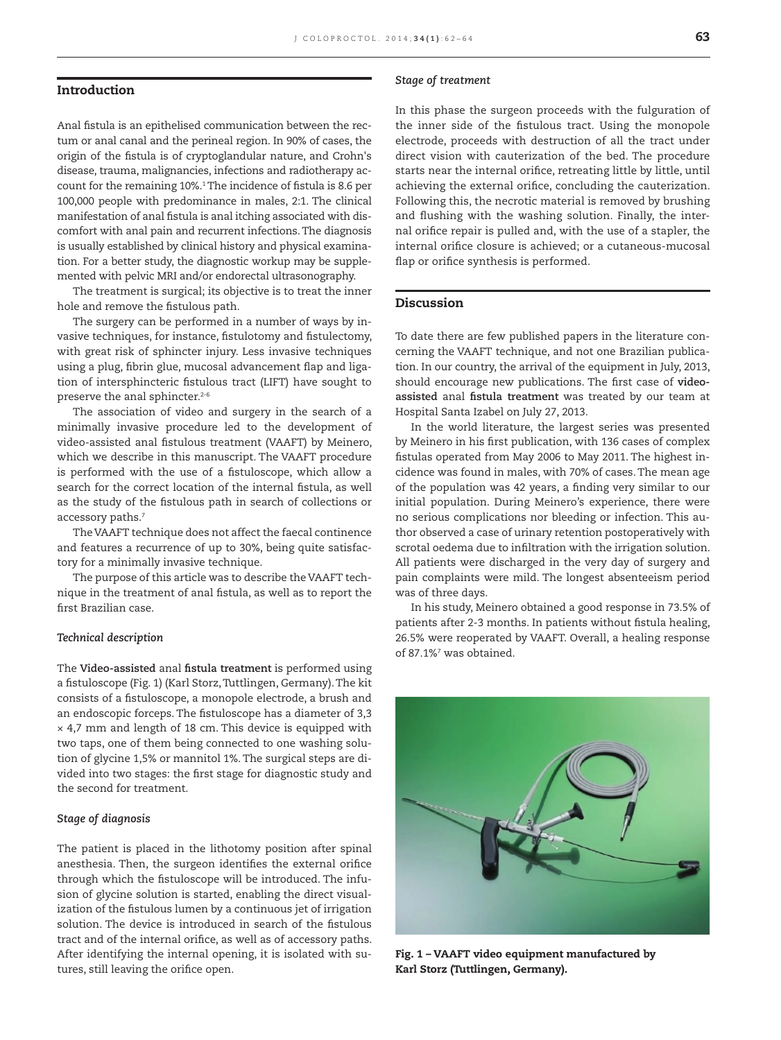## Introduction

Anal fistula is an epithelised communication between the rectum or anal canal and the perineal region. In 90% of cases, the origin of the fistula is of cryptoglandular nature, and Crohn's disease, trauma, malignancies, infections and radiotherapy account for the remaining 10%.[1] The incidence of fistula is 8.6 per 100,000 people with predominance in males, 2:1. The clinical manifestation of anal fistula is anal itching associated with discomfort with anal pain and recurrent infections. The diagnosis is usually established by clinical history and physical examination. For a better study, the diagnostic workup may be supplemented with pelvic MRI and/or endorectal ultrasonography.

The treatment is surgical; its objective is to treat the inner hole and remove the fistulous path.

The surgery can be performed in a number of ways by invasive techniques, for instance, fistulotomy and fistulectomy, with great risk of sphincter injury. Less invasive techniques using a plug, fibrin glue, mucosal advancement flap and ligation of intersphincteric fistulous tract (LIFT) have sought to preserve the anal sphincter.[2-6]

The association of video and surgery in the search of a minimally invasive procedure led to the development of video-assisted anal fistulous treatment (VAAFT) by Meinero, which we describe in this manuscript. The VAAFT procedure is performed with the use of a fistuloscope, which allow a search for the correct location of the internal fistula, as well as the study of the fistulous path in search of collections or accessory paths.[7]

The VAAFT technique does not affect the faecal continence and features a recurrence of up to 30%, being quite satisfactory for a minimally invasive technique.

The purpose of this article was to describe the VAAFT technique in the treatment of anal fistula, as well as to report the first Brazilian case.

### *Technical description*

The **Video-assisted** anal **fistula treatment** is performed using a fistuloscope (Fig. 1) (Karl Storz, Tuttlingen, Germany). The kit consists of a fistuloscope, a monopole electrode, a brush and an endoscopic forceps. The fistuloscope has a diameter of 3,3 × 4,7 mm and length of 18 cm. This device is equipped with two taps, one of them being connected to one washing solution of glycine 1,5% or mannitol 1%. The surgical steps are divided into two stages: the first stage for diagnostic study and the second for treatment.

### *Stage of diagnosis*

The patient is placed in the lithotomy position after spinal anesthesia. Then, the surgeon identifies the external orifice through which the fistuloscope will be introduced. The infusion of glycine solution is started, enabling the direct visualization of the fistulous lumen by a continuous jet of irrigation solution. The device is introduced in search of the fistulous tract and of the internal orifice, as well as of accessory paths. After identifying the internal opening, it is isolated with sutures, still leaving the orifice open.

### *Stage of treatment*

In this phase the surgeon proceeds with the fulguration of the inner side of the fistulous tract. Using the monopole electrode, proceeds with destruction of all the tract under direct vision with cauterization of the bed. The procedure starts near the internal orifice, retreating little by little, until achieving the external orifice, concluding the cauterization. Following this, the necrotic material is removed by brushing and flushing with the washing solution. Finally, the internal orifice repair is pulled and, with the use of a stapler, the internal orifice closure is achieved; or a cutaneous-mucosal flap or orifice synthesis is performed.

## Discussion

To date there are few published papers in the literature concerning the VAAFT technique, and not one Brazilian publication. In our country, the arrival of the equipment in July, 2013, should encourage new publications. The first case of **video-assisted** anal **fistula treatment** was treated by our team at Hospital Santa Izabel on July 27, 2013.

In the world literature, the largest series was presented by Meinero in his first publication, with 136 cases of complex fistulas operated from May 2006 to May 2011. The highest incidence was found in males, with 70% of cases. The mean age of the population was 42 years, a finding very similar to our initial population. During Meinero's experience, there were no serious complications nor bleeding or infection. This author observed a case of urinary retention postoperatively with scrotal oedema due to infiltration with the irrigation solution. All patients were discharged in the very day of surgery and pain complaints were mild. The longest absenteeism period was of three days.

In his study, Meinero obtained a good response in 73.5% of patients after 2-3 months. In patients without fistula healing, 26.5% were reoperated by VAAFT. Overall, a healing response of 87.1%[7] was obtained.

**Fig. 1 – VAAFT video equipment manufactured by Karl Storz (Tuttlingen, Germany).**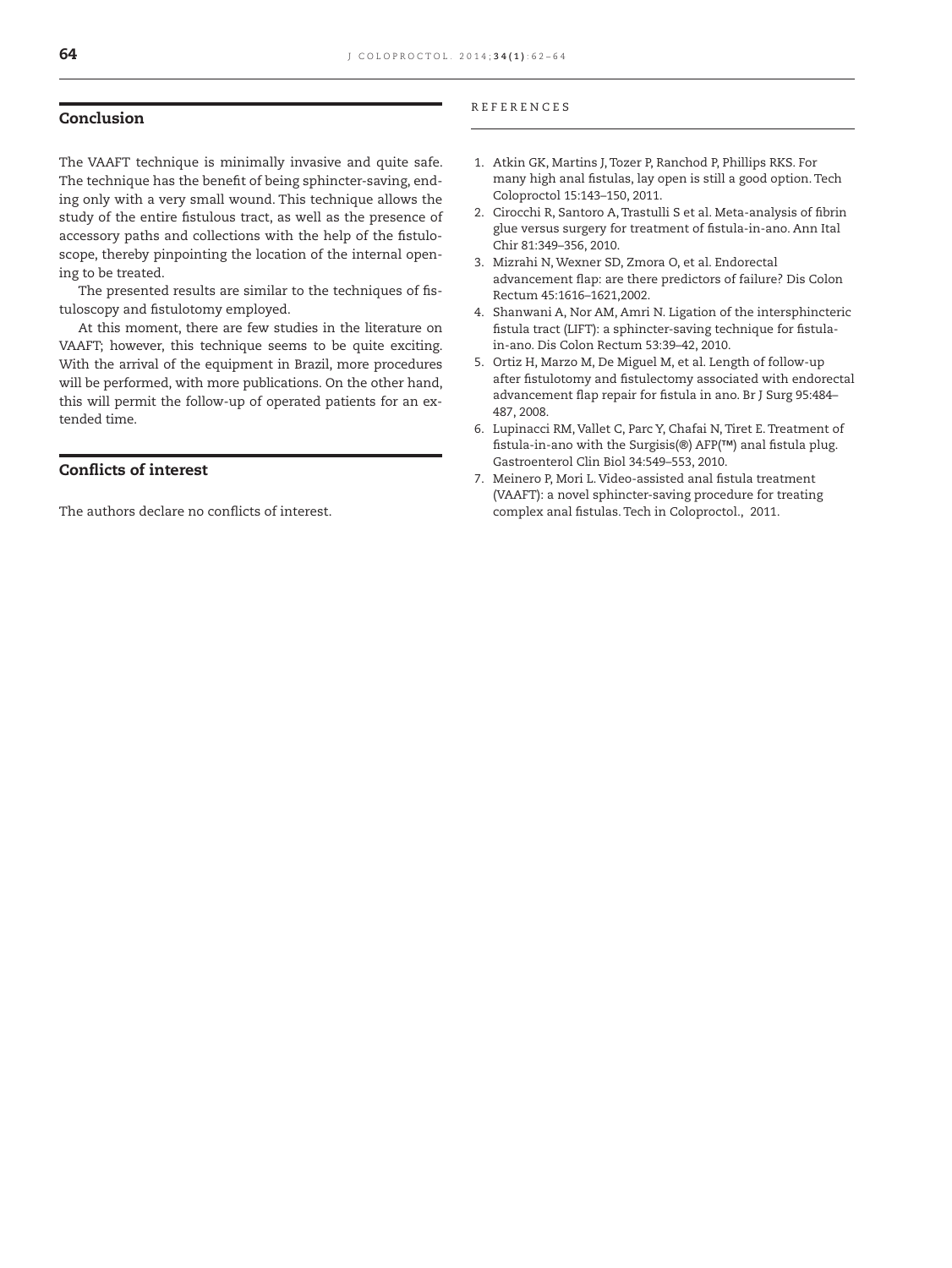## Conclusion

The VAAFT technique is minimally invasive and quite safe. The technique has the benefit of being sphincter-saving, ending only with a very small wound. This technique allows the study of the entire fistulous tract, as well as the presence of accessory paths and collections with the help of the fistuloscope, thereby pinpointing the location of the internal opening to be treated.

The presented results are similar to the techniques of fistuloscopy and fistulotomy employed.

At this moment, there are few studies in the literature on VAAFT; however, this technique seems to be quite exciting. With the arrival of the equipment in Brazil, more procedures will be performed, with more publications. On the other hand, this will permit the follow-up of operated patients for an extended time.

## Conflicts of interest

The authors declare no conflicts of interest.

## REFERENCES

1. Atkin GK, Martins J, Tozer P, Ranchod P, Phillips RKS. For many high anal fistulas, lay open is still a good option. Tech Coloproctol 15:143–150, 2011.
2. Cirocchi R, Santoro A, Trastulli S et al. Meta-analysis of fibrin glue versus surgery for treatment of fistula-in-ano. Ann Ital Chir 81:349–356, 2010.
3. Mizrahi N, Wexner SD, Zmora O, et al. Endorectal advancement flap: are there predictors of failure? Dis Colon Rectum 45:1616–1621,2002.
4. Shanwani A, Nor AM, Amri N. Ligation of the intersphincteric fistula tract (LIFT): a sphincter-saving technique for fistula-in-ano. Dis Colon Rectum 53:39–42, 2010.
5. Ortiz H, Marzo M, De Miguel M, et al. Length of follow-up after fistulotomy and fistulectomy associated with endorectal advancement flap repair for fistula in ano. Br J Surg 95:484–487, 2008.
6. Lupinacci RM, Vallet C, Parc Y, Chafai N, Tiret E. Treatment of fistula-in-ano with the Surgisis(®) AFP(™) anal fistula plug. Gastroenterol Clin Biol 34:549–553, 2010.
7. Meinero P, Mori L. Video-assisted anal fistula treatment (VAAFT): a novel sphincter-saving procedure for treating complex anal fistulas. Tech in Coloproctol., 2011.